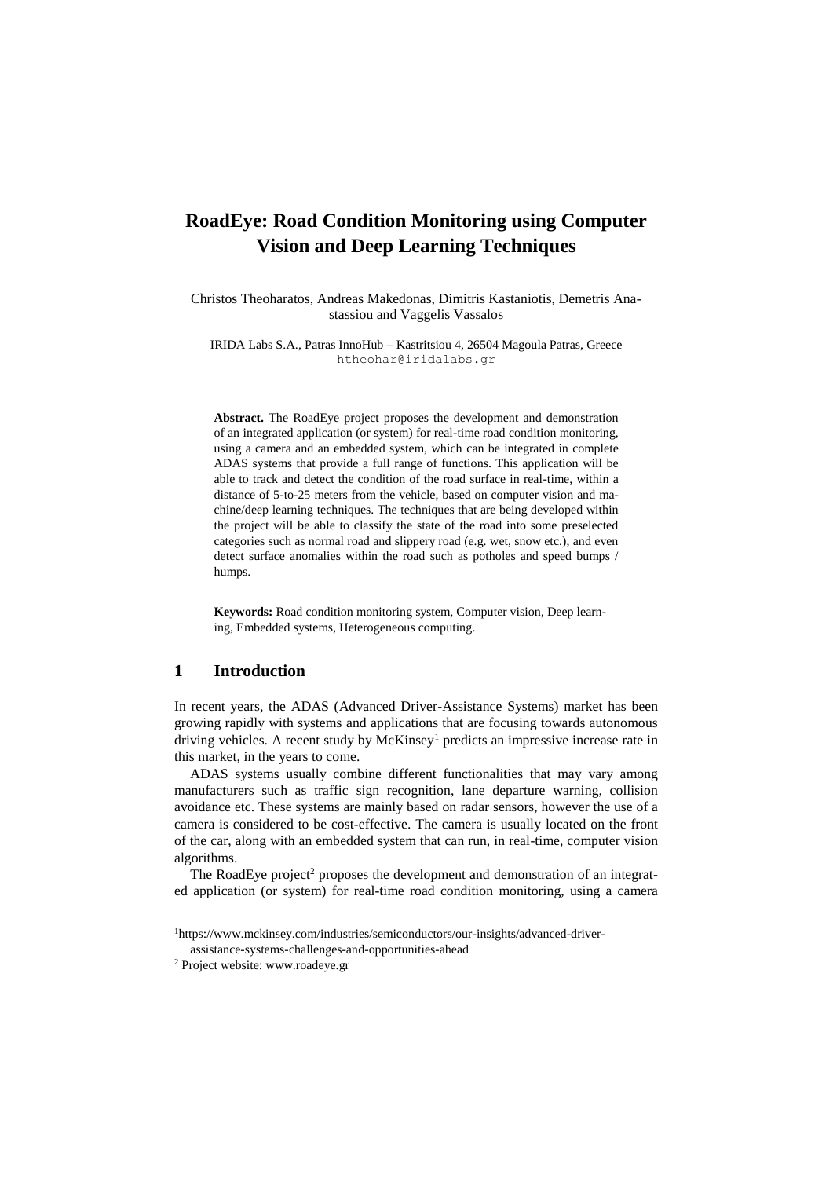# RoadEye: Road Condition Monitoring using Computer Vision and Deep Learning Techniques

Christos Theoharatos, Andreas Makedonas, Dimitris Kastaniotis, Demetris Anastassiou and Vaggelis Vassalos

IRIDA Labs S.A., Patras InnoHub – Kastritsiou 4, 26504 Magoula Patras, Greece
htheohar@iridalabs.gr

**Abstract.** The RoadEye project proposes the development and demonstration of an integrated application (or system) for real-time road condition monitoring, using a camera and an embedded system, which can be integrated in complete ADAS systems that provide a full range of functions. This application will be able to track and detect the condition of the road surface in real-time, within a distance of 5-to-25 meters from the vehicle, based on computer vision and machine/deep learning techniques. The techniques that are being developed within the project will be able to classify the state of the road into some preselected categories such as normal road and slippery road (e.g. wet, snow etc.), and even detect surface anomalies within the road such as potholes and speed bumps / humps.

**Keywords:** Road condition monitoring system, Computer vision, Deep learning, Embedded systems, Heterogeneous computing.

## 1 Introduction

In recent years, the ADAS (Advanced Driver-Assistance Systems) market has been growing rapidly with systems and applications that are focusing towards autonomous driving vehicles. A recent study by McKinsey[1] predicts an impressive increase rate in this market, in the years to come.

ADAS systems usually combine different functionalities that may vary among manufacturers such as traffic sign recognition, lane departure warning, collision avoidance etc. These systems are mainly based on radar sensors, however the use of a camera is considered to be cost-effective. The camera is usually located on the front of the car, along with an embedded system that can run, in real-time, computer vision algorithms.

The RoadEye project[2] proposes the development and demonstration of an integrated application (or system) for real-time road condition monitoring, using a camera

[1] https://www.mckinsey.com/industries/semiconductors/our-insights/advanced-driver-assistance-systems-challenges-and-opportunities-ahead

[2] Project website: www.roadeye.gr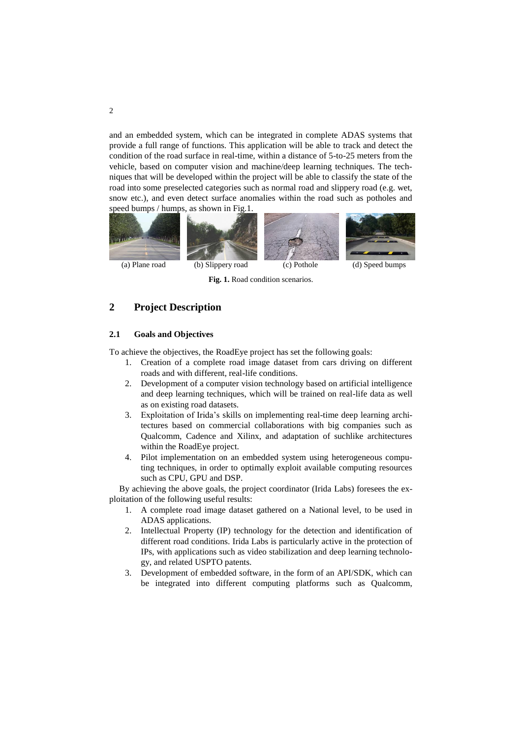and an embedded system, which can be integrated in complete ADAS systems that provide a full range of functions. This application will be able to track and detect the condition of the road surface in real-time, within a distance of 5-to-25 meters from the vehicle, based on computer vision and machine/deep learning techniques. The techniques that will be developed within the project will be able to classify the state of the road into some preselected categories such as normal road and slippery road (e.g. wet, snow etc.), and even detect surface anomalies within the road such as potholes and speed bumps / humps, as shown in Fig.1.

(a) Plane road (b) Slippery road (c) Pothole (d) Speed bumps

**Fig. 1.** Road condition scenarios.

## 2 Project Description

### 2.1 Goals and Objectives

To achieve the objectives, the RoadEye project has set the following goals:

1. Creation of a complete road image dataset from cars driving on different roads and with different, real-life conditions.
2. Development of a computer vision technology based on artificial intelligence and deep learning techniques, which will be trained on real-life data as well as on existing road datasets.
3. Exploitation of Irida's skills on implementing real-time deep learning architectures based on commercial collaborations with big companies such as Qualcomm, Cadence and Xilinx, and adaptation of suchlike architectures within the RoadEye project.
4. Pilot implementation on an embedded system using heterogeneous computing techniques, in order to optimally exploit available computing resources such as CPU, GPU and DSP.

By achieving the above goals, the project coordinator (Irida Labs) foresees the exploitation of the following useful results:

1. A complete road image dataset gathered on a National level, to be used in ADAS applications.
2. Intellectual Property (IP) technology for the detection and identification of different road conditions. Irida Labs is particularly active in the protection of IPs, with applications such as video stabilization and deep learning technology, and related USPTO patents.
3. Development of embedded software, in the form of an API/SDK, which can be integrated into different computing platforms such as Qualcomm,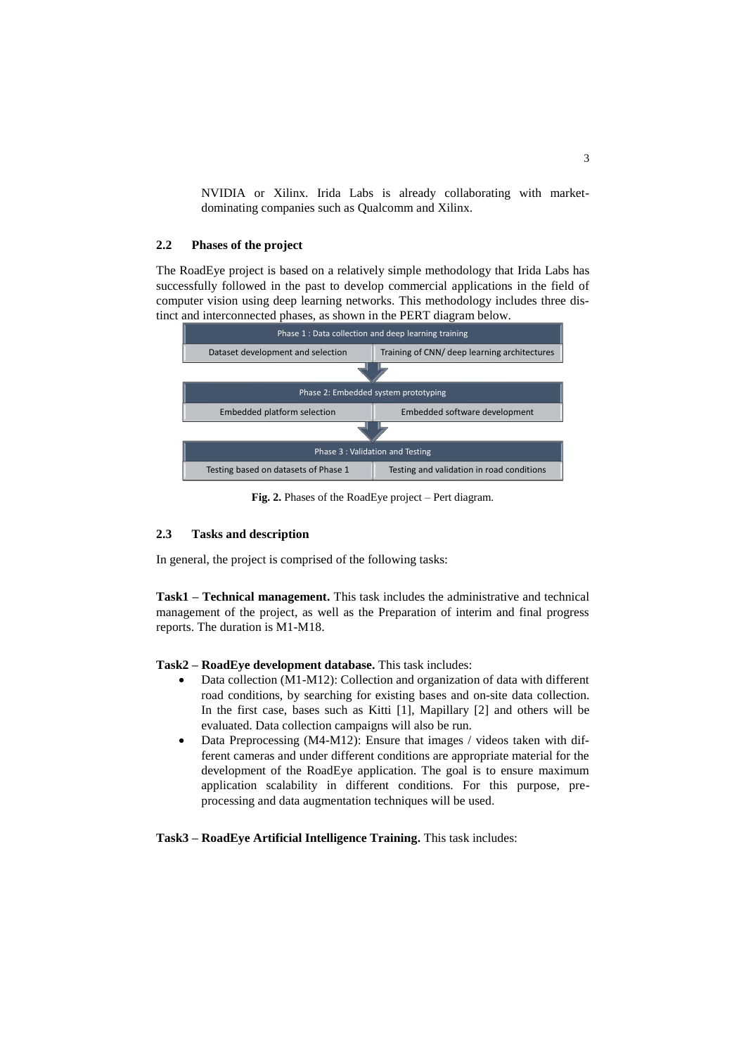NVIDIA or Xilinx. Irida Labs is already collaborating with market-dominating companies such as Qualcomm and Xilinx.

### 2.2 Phases of the project

The RoadEye project is based on a relatively simple methodology that Irida Labs has successfully followed in the past to develop commercial applications in the field of computer vision using deep learning networks. This methodology includes three distinct and interconnected phases, as shown in the PERT diagram below.

| Phase 1 : Data collection and deep learning training | |
|---|---|
| Dataset development and selection | Training of CNN/ deep learning architectures |

| Phase 2: Embedded system prototyping | |
|---|---|
| Embedded platform selection | Embedded software development |

| Phase 3 : Validation and Testing | |
|---|---|
| Testing based on datasets of Phase 1 | Testing and validation in road conditions |

**Fig. 2.** Phases of the RoadEye project – Pert diagram.

### 2.3 Tasks and description

In general, the project is comprised of the following tasks:

**Task1 – Technical management.** This task includes the administrative and technical management of the project, as well as the Preparation of interim and final progress reports. The duration is M1-M18.

**Task2 – RoadEye development database.** This task includes:

- Data collection (M1-M12): Collection and organization of data with different road conditions, by searching for existing bases and on-site data collection. In the first case, bases such as Kitti [1], Mapillary [2] and others will be evaluated. Data collection campaigns will also be run.
- Data Preprocessing (M4-M12): Ensure that images / videos taken with different cameras and under different conditions are appropriate material for the development of the RoadEye application. The goal is to ensure maximum application scalability in different conditions. For this purpose, pre-processing and data augmentation techniques will be used.

**Task3 – RoadEye Artificial Intelligence Training.** This task includes: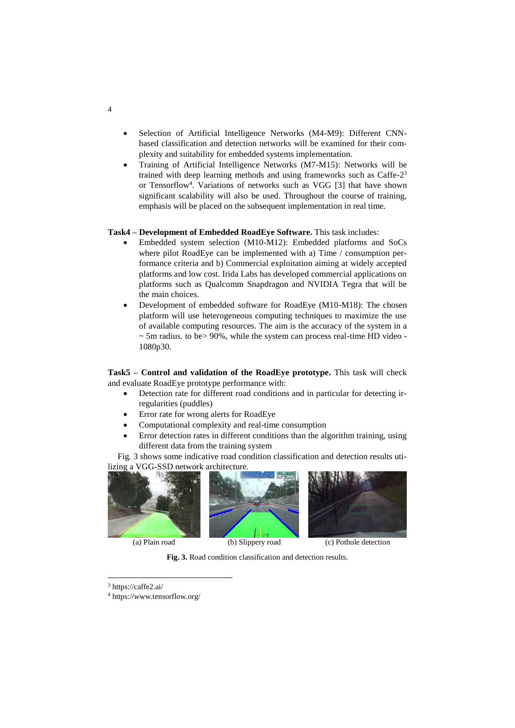- Selection of Artificial Intelligence Networks (M4-M9): Different CNN-based classification and detection networks will be examined for their complexity and suitability for embedded systems implementation.
- Training of Artificial Intelligence Networks (M7-M15): Networks will be trained with deep learning methods and using frameworks such as Caffe-2[3] or Tensorflow[4]. Variations of networks such as VGG [3] that have shown significant scalability will also be used. Throughout the course of training, emphasis will be placed on the subsequent implementation in real time.

**Task4 – Development of Embedded RoadEye Software.** This task includes:

- Embedded system selection (M10-M12): Embedded platforms and SoCs where pilot RoadEye can be implemented with a) Time / consumption performance criteria and b) Commercial exploitation aiming at widely accepted platforms and low cost. Irida Labs has developed commercial applications on platforms such as Qualcomm Snapdragon and NVIDIA Tegra that will be the main choices.
- Development of embedded software for RoadEye (M10-M18): The chosen platform will use heterogeneous computing techniques to maximize the use of available computing resources. The aim is the accuracy of the system in a ~ 5m radius. to be> 90%, while the system can process real-time HD video - 1080p30.

**Task5 – Control and validation of the RoadEye prototype.** This task will check and evaluate RoadEye prototype performance with:

- Detection rate for different road conditions and in particular for detecting irregularities (puddles)
- Error rate for wrong alerts for RoadEye
- Computational complexity and real-time consumption
- Error detection rates in different conditions than the algorithm training, using different data from the training system

Fig. 3 shows some indicative road condition classification and detection results utilizing a VGG-SSD network architecture.

(a) Plain road (b) Slippery road (c) Pothole detection

**Fig. 3.** Road condition classification and detection results.

---

[3] https://caffe2.ai/

[4] https://www.tensorflow.org/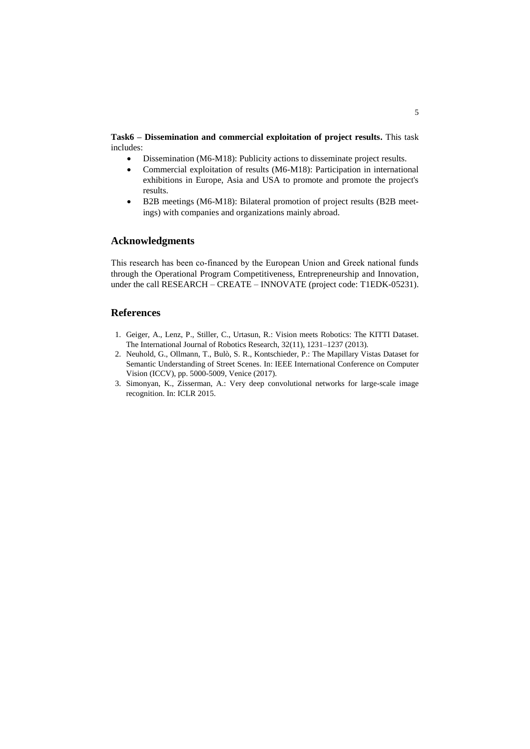**Task6 – Dissemination and commercial exploitation of project results.** This task includes:

- Dissemination (M6-M18): Publicity actions to disseminate project results.
- Commercial exploitation of results (M6-M18): Participation in international exhibitions in Europe, Asia and USA to promote and promote the project's results.
- B2B meetings (M6-M18): Bilateral promotion of project results (B2B meetings) with companies and organizations mainly abroad.

## Acknowledgments

This research has been co-financed by the European Union and Greek national funds through the Operational Program Competitiveness, Entrepreneurship and Innovation, under the call RESEARCH – CREATE – INNOVATE (project code: T1EDK-05231).

## References

1. Geiger, A., Lenz, P., Stiller, C., Urtasun, R.: Vision meets Robotics: The KITTI Dataset. The International Journal of Robotics Research, 32(11), 1231–1237 (2013).
2. Neuhold, G., Ollmann, T., Bulò, S. R., Kontschieder, P.: The Mapillary Vistas Dataset for Semantic Understanding of Street Scenes. In: IEEE International Conference on Computer Vision (ICCV), pp. 5000-5009, Venice (2017).
3. Simonyan, K., Zisserman, A.: Very deep convolutional networks for large-scale image recognition. In: ICLR 2015.